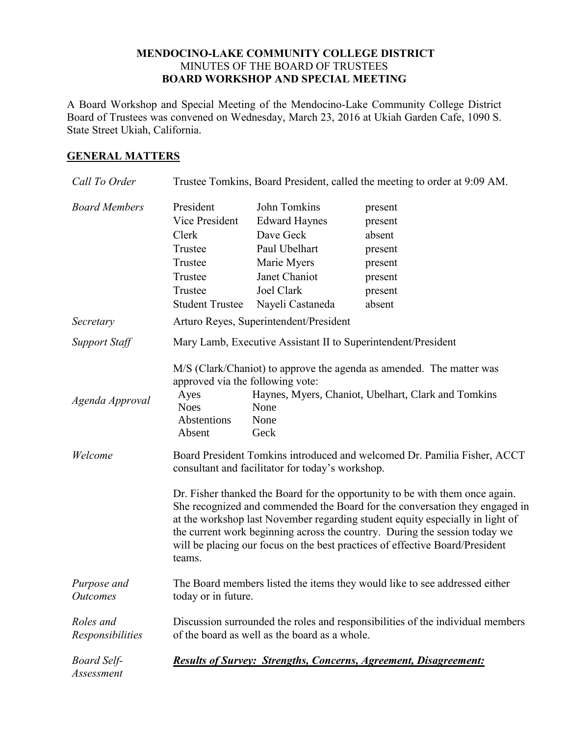**MENDOCINO-LAKE COMMUNITY COLLEGE DISTRICT**
MINUTES OF THE BOARD OF TRUSTEES
**BOARD WORKSHOP AND SPECIAL MEETING**

A Board Workshop and Special Meeting of the Mendocino-Lake Community College District Board of Trustees was convened on Wednesday, March 23, 2016 at Ukiah Garden Cafe, 1090 S. State Street Ukiah, California.

## GENERAL MATTERS

*Call To Order*

Trustee Tomkins, Board President, called the meeting to order at 9:09 AM.

*Board Members*

| | | |
|---|---|---|
| President | John Tomkins | present |
| Vice President | Edward Haynes | present |
| Clerk | Dave Geck | absent |
| Trustee | Paul Ubelhart | present |
| Trustee | Marie Myers | present |
| Trustee | Janet Chaniot | present |
| Trustee | Joel Clark | present |
| Student Trustee | Nayeli Castaneda | absent |

*Secretary*

Arturo Reyes, Superintendent/President

*Support Staff*

Mary Lamb, Executive Assistant II to Superintendent/President

*Agenda Approval*

M/S (Clark/Chaniot) to approve the agenda as amended. The matter was approved via the following vote:

| | |
|---|---|
| Ayes | Haynes, Myers, Chaniot, Ubelhart, Clark and Tomkins |
| Noes | None |
| Abstentions | None |
| Absent | Geck |

*Welcome*

Board President Tomkins introduced and welcomed Dr. Pamilia Fisher, ACCT consultant and facilitator for today's workshop.

Dr. Fisher thanked the Board for the opportunity to be with them once again. She recognized and commended the Board for the conversation they engaged in at the workshop last November regarding student equity especially in light of the current work beginning across the country. During the session today we will be placing our focus on the best practices of effective Board/President teams.

*Purpose and Outcomes*

The Board members listed the items they would like to see addressed either today or in future.

*Roles and Responsibilities*

Discussion surrounded the roles and responsibilities of the individual members of the board as well as the board as a whole.

*Board Self-Assessment*

***Results of Survey: Strengths, Concerns, Agreement, Disagreement:***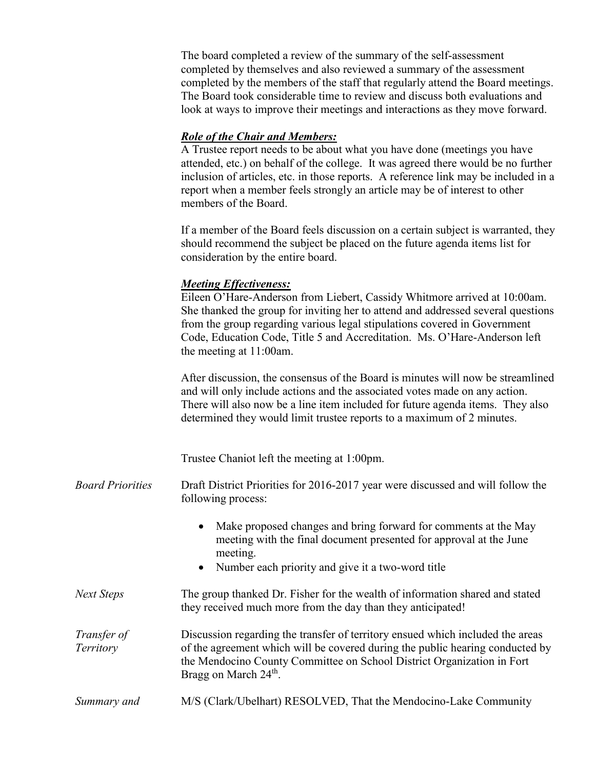The board completed a review of the summary of the self-assessment completed by themselves and also reviewed a summary of the assessment completed by the members of the staff that regularly attend the Board meetings. The Board took considerable time to review and discuss both evaluations and look at ways to improve their meetings and interactions as they move forward.

***Role of the Chair and Members:***

A Trustee report needs to be about what you have done (meetings you have attended, etc.) on behalf of the college. It was agreed there would be no further inclusion of articles, etc. in those reports. A reference link may be included in a report when a member feels strongly an article may be of interest to other members of the Board.

If a member of the Board feels discussion on a certain subject is warranted, they should recommend the subject be placed on the future agenda items list for consideration by the entire board.

***Meeting Effectiveness:***

Eileen O'Hare-Anderson from Liebert, Cassidy Whitmore arrived at 10:00am. She thanked the group for inviting her to attend and addressed several questions from the group regarding various legal stipulations covered in Government Code, Education Code, Title 5 and Accreditation. Ms. O'Hare-Anderson left the meeting at 11:00am.

After discussion, the consensus of the Board is minutes will now be streamlined and will only include actions and the associated votes made on any action. There will also now be a line item included for future agenda items. They also determined they would limit trustee reports to a maximum of 2 minutes.

Trustee Chaniot left the meeting at 1:00pm.

*Board Priorities*

Draft District Priorities for 2016-2017 year were discussed and will follow the following process:

- Make proposed changes and bring forward for comments at the May meeting with the final document presented for approval at the June meeting.
- Number each priority and give it a two-word title

*Next Steps*

The group thanked Dr. Fisher for the wealth of information shared and stated they received much more from the day than they anticipated!

*Transfer of Territory*

Discussion regarding the transfer of territory ensued which included the areas of the agreement which will be covered during the public hearing conducted by the Mendocino County Committee on School District Organization in Fort Bragg on March 24th.

*Summary and*

M/S (Clark/Ubelhart) RESOLVED, That the Mendocino-Lake Community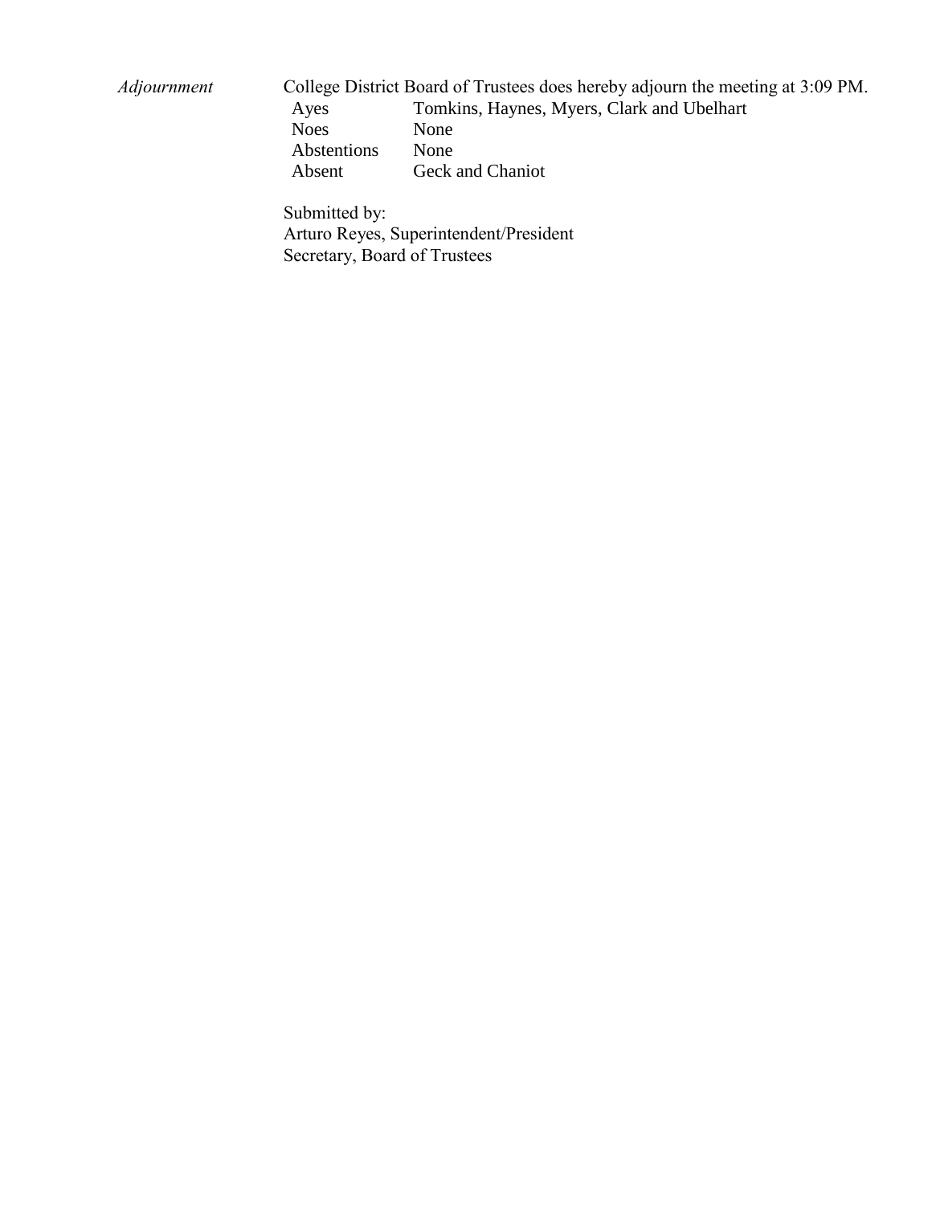*Adjournment*

College District Board of Trustees does hereby adjourn the meeting at 3:09 PM.

| | |
|---|---|
| Ayes | Tomkins, Haynes, Myers, Clark and Ubelhart |
| Noes | None |
| Abstentions | None |
| Absent | Geck and Chaniot |

Submitted by:
Arturo Reyes, Superintendent/President
Secretary, Board of Trustees